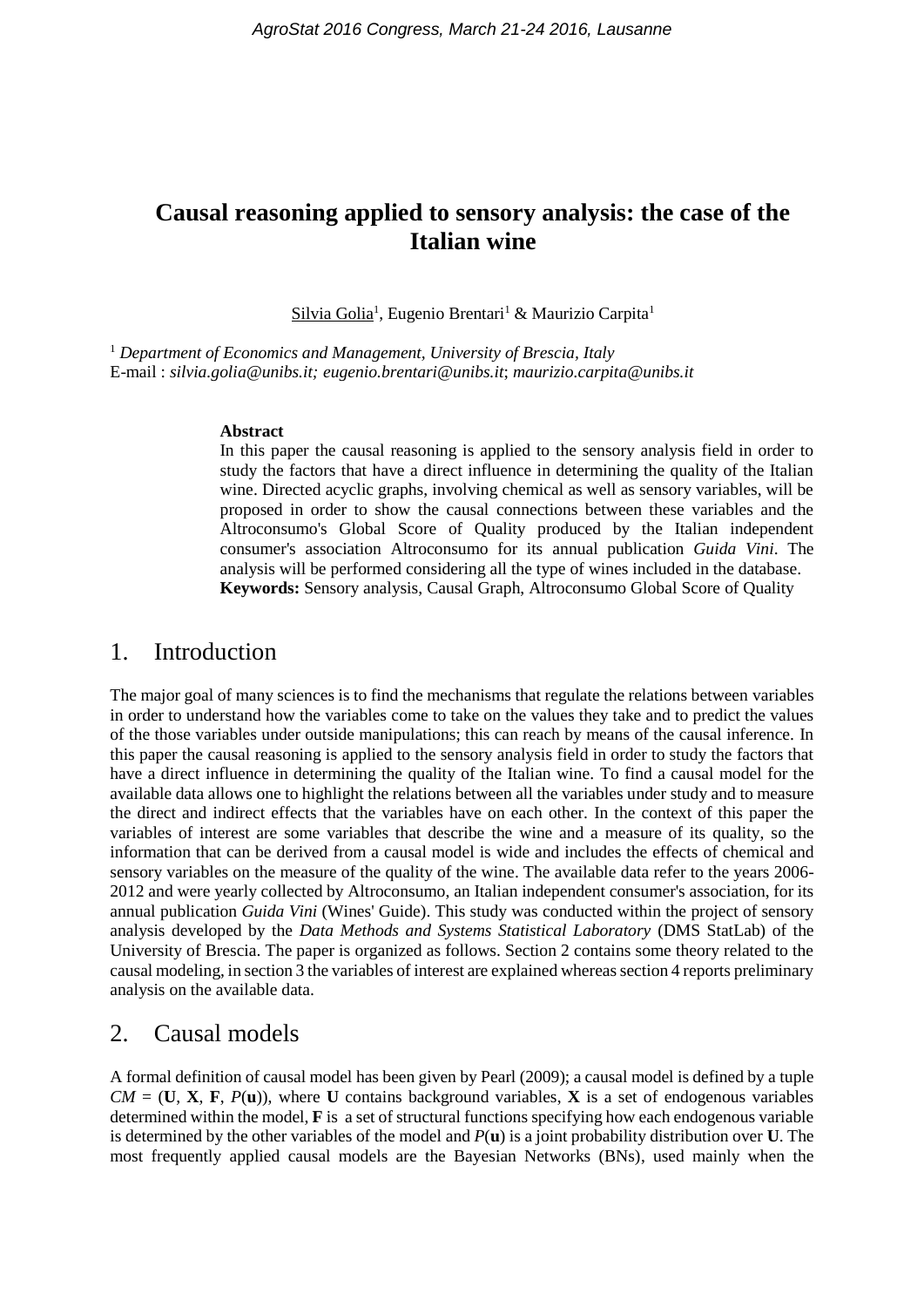# Causal reasoning applied to sensory analysis: the case of the Italian wine

Silvia Golia[1], Eugenio Brentari[1] & Maurizio Carpita[1]

[1] *Department of Economics and Management, University of Brescia, Italy*
E-mail : *silvia.golia@unibs.it; eugenio.brentari@unibs.it*; *maurizio.carpita@unibs.it*

**Abstract**
In this paper the causal reasoning is applied to the sensory analysis field in order to study the factors that have a direct influence in determining the quality of the Italian wine. Directed acyclic graphs, involving chemical as well as sensory variables, will be proposed in order to show the causal connections between these variables and the Altroconsumo's Global Score of Quality produced by the Italian independent consumer's association Altroconsumo for its annual publication *Guida Vini*. The analysis will be performed considering all the type of wines included in the database.
**Keywords:** Sensory analysis, Causal Graph, Altroconsumo Global Score of Quality

## 1. Introduction

The major goal of many sciences is to find the mechanisms that regulate the relations between variables in order to understand how the variables come to take on the values they take and to predict the values of the those variables under outside manipulations; this can reach by means of the causal inference. In this paper the causal reasoning is applied to the sensory analysis field in order to study the factors that have a direct influence in determining the quality of the Italian wine. To find a causal model for the available data allows one to highlight the relations between all the variables under study and to measure the direct and indirect effects that the variables have on each other. In the context of this paper the variables of interest are some variables that describe the wine and a measure of its quality, so the information that can be derived from a causal model is wide and includes the effects of chemical and sensory variables on the measure of the quality of the wine. The available data refer to the years 2006-2012 and were yearly collected by Altroconsumo, an Italian independent consumer's association, for its annual publication *Guida Vini* (Wines' Guide). This study was conducted within the project of sensory analysis developed by the *Data Methods and Systems Statistical Laboratory* (DMS StatLab) of the University of Brescia. The paper is organized as follows. Section 2 contains some theory related to the causal modeling, in section 3 the variables of interest are explained whereas section 4 reports preliminary analysis on the available data.

## 2. Causal models

A formal definition of causal model has been given by Pearl (2009); a causal model is defined by a tuple $CM = (\mathbf{U}, \mathbf{X}, \mathbf{F}, P(\mathbf{u}))$, where $\mathbf{U}$ contains background variables, $\mathbf{X}$ is a set of endogenous variables determined within the model, $\mathbf{F}$ is a set of structural functions specifying how each endogenous variable is determined by the other variables of the model and $P(\mathbf{u})$ is a joint probability distribution over $\mathbf{U}$. The most frequently applied causal models are the Bayesian Networks (BNs), used mainly when the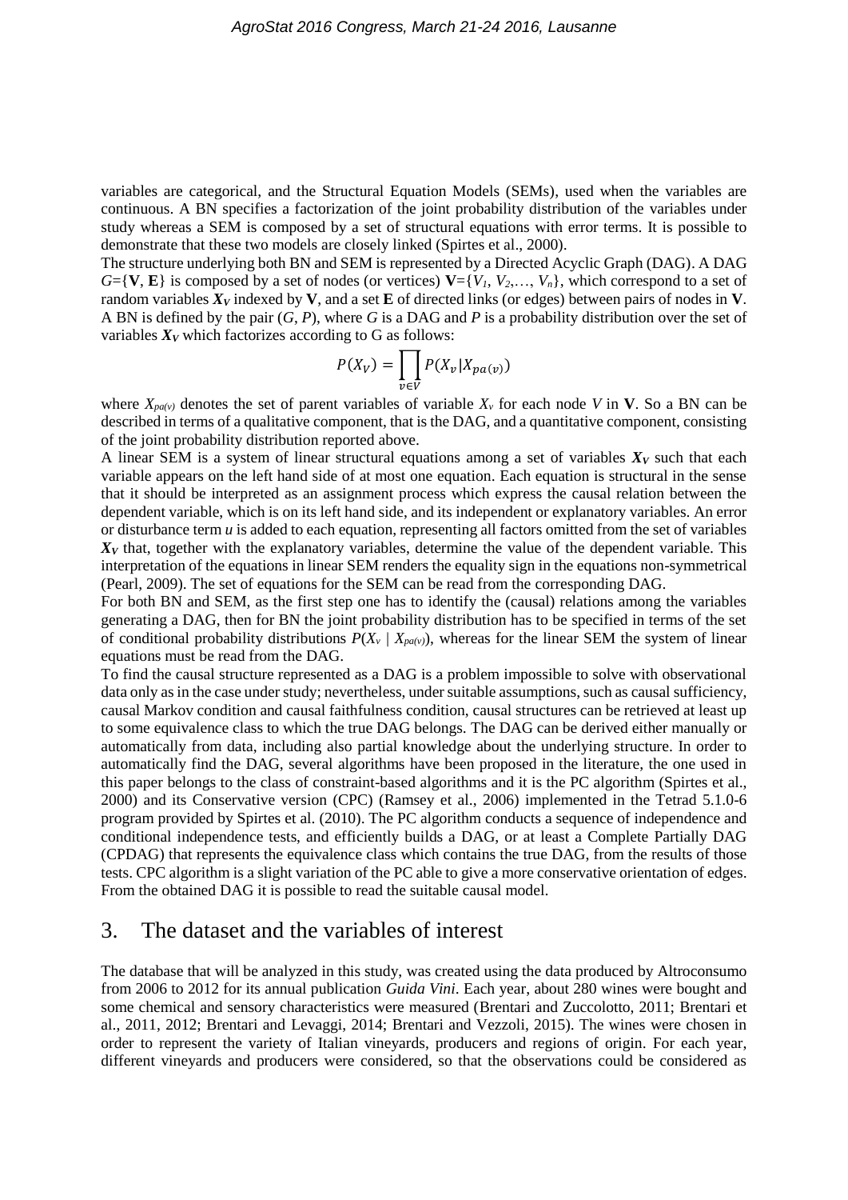variables are categorical, and the Structural Equation Models (SEMs), used when the variables are continuous. A BN specifies a factorization of the joint probability distribution of the variables under study whereas a SEM is composed by a set of structural equations with error terms. It is possible to demonstrate that these two models are closely linked (Spirtes et al., 2000).

The structure underlying both BN and SEM is represented by a Directed Acyclic Graph (DAG). A DAG $G$={**V**, **E**} is composed by a set of nodes (or vertices) **V**={$V_1$, $V_2$,…, $V_n$}, which correspond to a set of random variables $\boldsymbol{X_V}$ indexed by **V**, and a set **E** of directed links (or edges) between pairs of nodes in **V**. A BN is defined by the pair ($G$, $P$), where $G$ is a DAG and $P$ is a probability distribution over the set of variables $\boldsymbol{X_V}$ which factorizes according to G as follows:

$$P(X_V) = \prod_{v \in V} P(X_v | X_{pa(v)})$$

where $X_{pa(v)}$ denotes the set of parent variables of variable $X_v$ for each node $V$ in **V**. So a BN can be described in terms of a qualitative component, that is the DAG, and a quantitative component, consisting of the joint probability distribution reported above.

A linear SEM is a system of linear structural equations among a set of variables $\boldsymbol{X_V}$ such that each variable appears on the left hand side of at most one equation. Each equation is structural in the sense that it should be interpreted as an assignment process which express the causal relation between the dependent variable, which is on its left hand side, and its independent or explanatory variables. An error or disturbance term $u$ is added to each equation, representing all factors omitted from the set of variables $\boldsymbol{X_V}$ that, together with the explanatory variables, determine the value of the dependent variable. This interpretation of the equations in linear SEM renders the equality sign in the equations non-symmetrical (Pearl, 2009). The set of equations for the SEM can be read from the corresponding DAG.

For both BN and SEM, as the first step one has to identify the (causal) relations among the variables generating a DAG, then for BN the joint probability distribution has to be specified in terms of the set of conditional probability distributions $P(X_v \mid X_{pa(v)})$, whereas for the linear SEM the system of linear equations must be read from the DAG.

To find the causal structure represented as a DAG is a problem impossible to solve with observational data only as in the case under study; nevertheless, under suitable assumptions, such as causal sufficiency, causal Markov condition and causal faithfulness condition, causal structures can be retrieved at least up to some equivalence class to which the true DAG belongs. The DAG can be derived either manually or automatically from data, including also partial knowledge about the underlying structure. In order to automatically find the DAG, several algorithms have been proposed in the literature, the one used in this paper belongs to the class of constraint-based algorithms and it is the PC algorithm (Spirtes et al., 2000) and its Conservative version (CPC) (Ramsey et al., 2006) implemented in the Tetrad 5.1.0-6 program provided by Spirtes et al. (2010). The PC algorithm conducts a sequence of independence and conditional independence tests, and efficiently builds a DAG, or at least a Complete Partially DAG (CPDAG) that represents the equivalence class which contains the true DAG, from the results of those tests. CPC algorithm is a slight variation of the PC able to give a more conservative orientation of edges. From the obtained DAG it is possible to read the suitable causal model.

## 3. The dataset and the variables of interest

The database that will be analyzed in this study, was created using the data produced by Altroconsumo from 2006 to 2012 for its annual publication *Guida Vini*. Each year, about 280 wines were bought and some chemical and sensory characteristics were measured (Brentari and Zuccolotto, 2011; Brentari et al., 2011, 2012; Brentari and Levaggi, 2014; Brentari and Vezzoli, 2015). The wines were chosen in order to represent the variety of Italian vineyards, producers and regions of origin. For each year, different vineyards and producers were considered, so that the observations could be considered as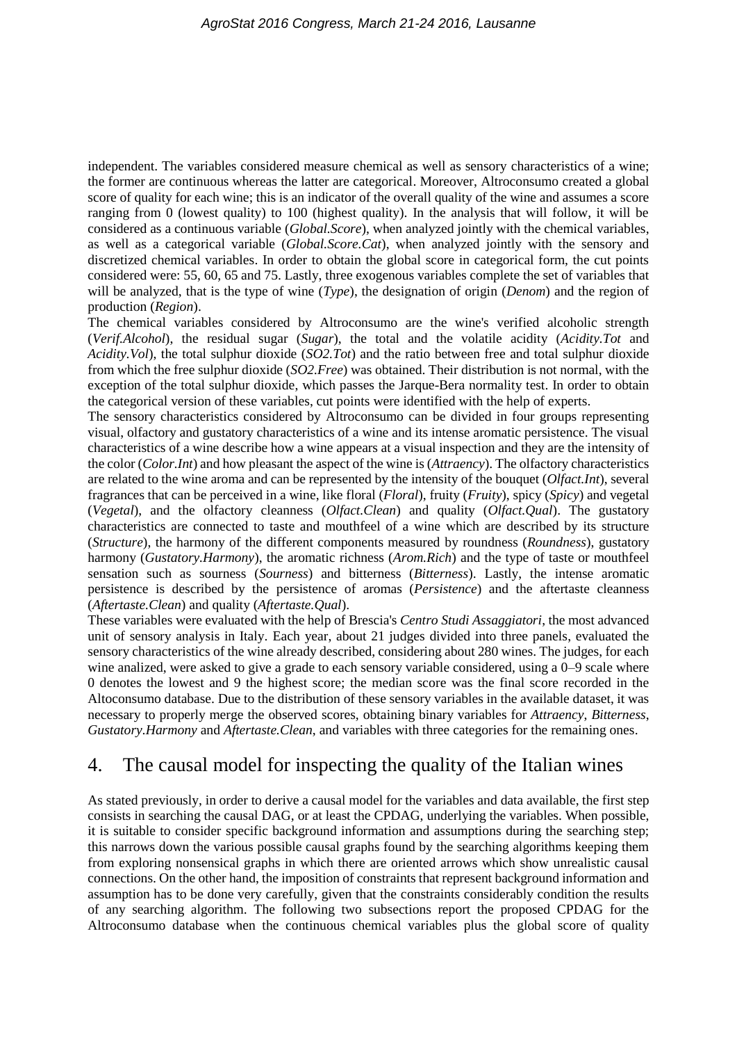independent. The variables considered measure chemical as well as sensory characteristics of a wine; the former are continuous whereas the latter are categorical. Moreover, Altroconsumo created a global score of quality for each wine; this is an indicator of the overall quality of the wine and assumes a score ranging from 0 (lowest quality) to 100 (highest quality). In the analysis that will follow, it will be considered as a continuous variable (*Global.Score*), when analyzed jointly with the chemical variables, as well as a categorical variable (*Global.Score.Cat*), when analyzed jointly with the sensory and discretized chemical variables. In order to obtain the global score in categorical form, the cut points considered were: 55, 60, 65 and 75. Lastly, three exogenous variables complete the set of variables that will be analyzed, that is the type of wine (*Type*), the designation of origin (*Denom*) and the region of production (*Region*).

The chemical variables considered by Altroconsumo are the wine's verified alcoholic strength (*Verif.Alcohol*), the residual sugar (*Sugar*), the total and the volatile acidity (*Acidity.Tot* and *Acidity.Vol*), the total sulphur dioxide (*SO2.Tot*) and the ratio between free and total sulphur dioxide from which the free sulphur dioxide (*SO2.Free*) was obtained. Their distribution is not normal, with the exception of the total sulphur dioxide, which passes the Jarque-Bera normality test. In order to obtain the categorical version of these variables, cut points were identified with the help of experts.

The sensory characteristics considered by Altroconsumo can be divided in four groups representing visual, olfactory and gustatory characteristics of a wine and its intense aromatic persistence. The visual characteristics of a wine describe how a wine appears at a visual inspection and they are the intensity of the color (*Color.Int*) and how pleasant the aspect of the wine is (*Attraency*). The olfactory characteristics are related to the wine aroma and can be represented by the intensity of the bouquet (*Olfact.Int*), several fragrances that can be perceived in a wine, like floral (*Floral*), fruity (*Fruity*), spicy (*Spicy*) and vegetal (*Vegetal*), and the olfactory cleanness (*Olfact.Clean*) and quality (*Olfact.Qual*). The gustatory characteristics are connected to taste and mouthfeel of a wine which are described by its structure (*Structure*), the harmony of the different components measured by roundness (*Roundness*), gustatory harmony (*Gustatory.Harmony*), the aromatic richness (*Arom.Rich*) and the type of taste or mouthfeel sensation such as sourness (*Sourness*) and bitterness (*Bitterness*). Lastly, the intense aromatic persistence is described by the persistence of aromas (*Persistence*) and the aftertaste cleanness (*Aftertaste.Clean*) and quality (*Aftertaste.Qual*).

These variables were evaluated with the help of Brescia's *Centro Studi Assaggiatori*, the most advanced unit of sensory analysis in Italy. Each year, about 21 judges divided into three panels, evaluated the sensory characteristics of the wine already described, considering about 280 wines. The judges, for each wine analized, were asked to give a grade to each sensory variable considered, using a 0–9 scale where 0 denotes the lowest and 9 the highest score; the median score was the final score recorded in the Altoconsumo database. Due to the distribution of these sensory variables in the available dataset, it was necessary to properly merge the observed scores, obtaining binary variables for *Attraency*, *Bitterness*, *Gustatory.Harmony* and *Aftertaste.Clean*, and variables with three categories for the remaining ones.

## 4. The causal model for inspecting the quality of the Italian wines

As stated previously, in order to derive a causal model for the variables and data available, the first step consists in searching the causal DAG, or at least the CPDAG, underlying the variables. When possible, it is suitable to consider specific background information and assumptions during the searching step; this narrows down the various possible causal graphs found by the searching algorithms keeping them from exploring nonsensical graphs in which there are oriented arrows which show unrealistic causal connections. On the other hand, the imposition of constraints that represent background information and assumption has to be done very carefully, given that the constraints considerably condition the results of any searching algorithm. The following two subsections report the proposed CPDAG for the Altroconsumo database when the continuous chemical variables plus the global score of quality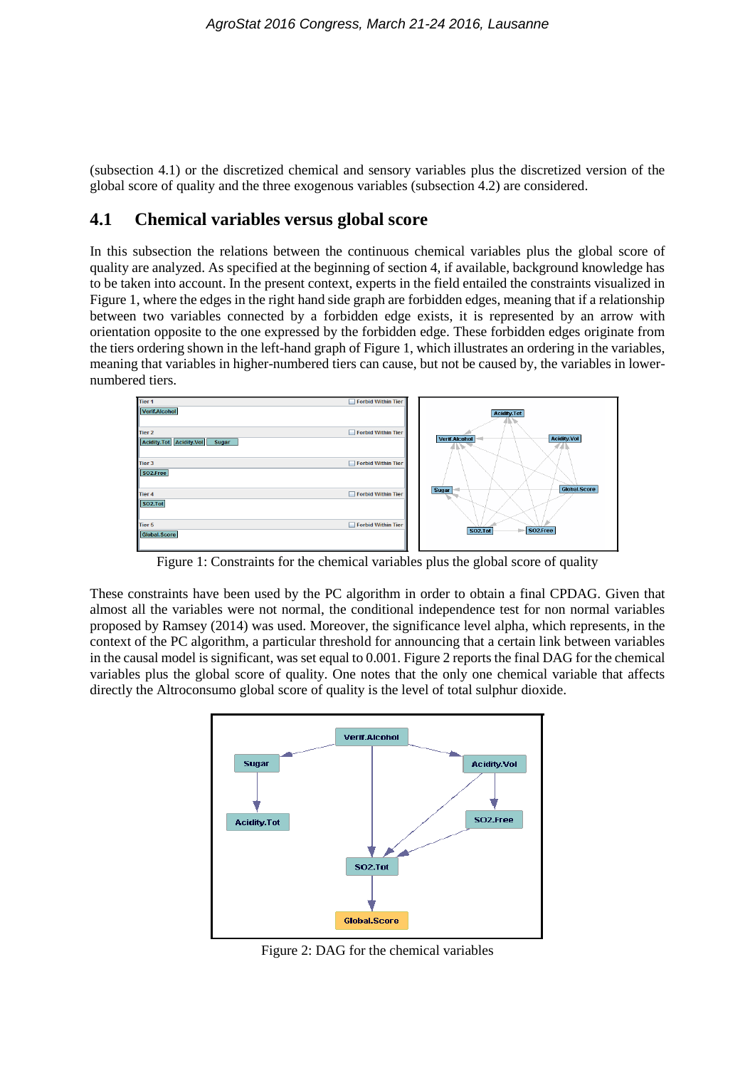(subsection 4.1) or the discretized chemical and sensory variables plus the discretized version of the global score of quality and the three exogenous variables (subsection 4.2) are considered.

## 4.1 Chemical variables versus global score

In this subsection the relations between the continuous chemical variables plus the global score of quality are analyzed. As specified at the beginning of section 4, if available, background knowledge has to be taken into account. In the present context, experts in the field entailed the constraints visualized in Figure 1, where the edges in the right hand side graph are forbidden edges, meaning that if a relationship between two variables connected by a forbidden edge exists, it is represented by an arrow with orientation opposite to the one expressed by the forbidden edge. These forbidden edges originate from the tiers ordering shown in the left-hand graph of Figure 1, which illustrates an ordering in the variables, meaning that variables in higher-numbered tiers can cause, but not be caused by, the variables in lower-numbered tiers.

Figure 1: Constraints for the chemical variables plus the global score of quality

These constraints have been used by the PC algorithm in order to obtain a final CPDAG. Given that almost all the variables were not normal, the conditional independence test for non normal variables proposed by Ramsey (2014) was used. Moreover, the significance level alpha, which represents, in the context of the PC algorithm, a particular threshold for announcing that a certain link between variables in the causal model is significant, was set equal to 0.001. Figure 2 reports the final DAG for the chemical variables plus the global score of quality. One notes that the only one chemical variable that affects directly the Altroconsumo global score of quality is the level of total sulphur dioxide.

Figure 2: DAG for the chemical variables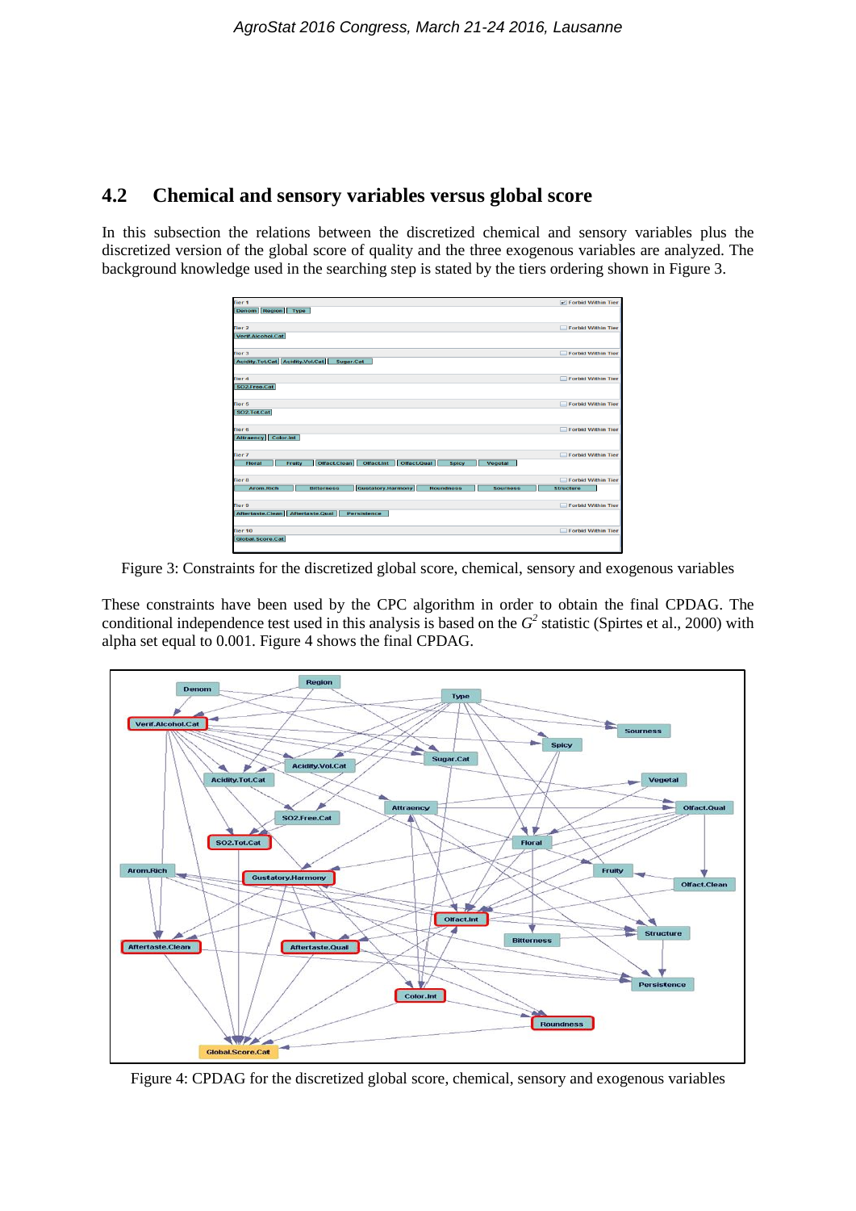## 4.2 Chemical and sensory variables versus global score

In this subsection the relations between the discretized chemical and sensory variables plus the discretized version of the global score of quality and the three exogenous variables are analyzed. The background knowledge used in the searching step is stated by the tiers ordering shown in Figure 3.

Figure 3: Constraints for the discretized global score, chemical, sensory and exogenous variables

These constraints have been used by the CPC algorithm in order to obtain the final CPDAG. The conditional independence test used in this analysis is based on the $G^2$ statistic (Spirtes et al., 2000) with alpha set equal to 0.001. Figure 4 shows the final CPDAG.

Figure 4: CPDAG for the discretized global score, chemical, sensory and exogenous variables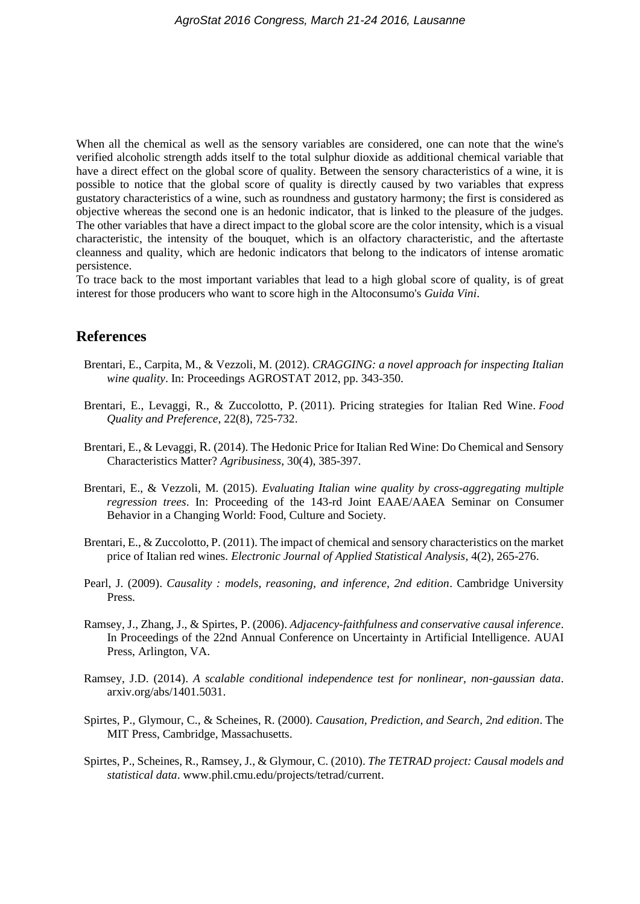When all the chemical as well as the sensory variables are considered, one can note that the wine's verified alcoholic strength adds itself to the total sulphur dioxide as additional chemical variable that have a direct effect on the global score of quality. Between the sensory characteristics of a wine, it is possible to notice that the global score of quality is directly caused by two variables that express gustatory characteristics of a wine, such as roundness and gustatory harmony; the first is considered as objective whereas the second one is an hedonic indicator, that is linked to the pleasure of the judges. The other variables that have a direct impact to the global score are the color intensity, which is a visual characteristic, the intensity of the bouquet, which is an olfactory characteristic, and the aftertaste cleanness and quality, which are hedonic indicators that belong to the indicators of intense aromatic persistence.

To trace back to the most important variables that lead to a high global score of quality, is of great interest for those producers who want to score high in the Altoconsumo's *Guida Vini*.

## References

Brentari, E., Carpita, M., & Vezzoli, M. (2012). *CRAGGING: a novel approach for inspecting Italian wine quality*. In: Proceedings AGROSTAT 2012, pp. 343-350.

Brentari, E., Levaggi, R., & Zuccolotto, P. (2011). Pricing strategies for Italian Red Wine. *Food Quality and Preference*, 22(8), 725-732.

Brentari, E., & Levaggi, R. (2014). The Hedonic Price for Italian Red Wine: Do Chemical and Sensory Characteristics Matter? *Agribusiness*, 30(4), 385-397.

Brentari, E., & Vezzoli, M. (2015). *Evaluating Italian wine quality by cross-aggregating multiple regression trees*. In: Proceeding of the 143-rd Joint EAAE/AAEA Seminar on Consumer Behavior in a Changing World: Food, Culture and Society.

Brentari, E., & Zuccolotto, P. (2011). The impact of chemical and sensory characteristics on the market price of Italian red wines. *Electronic Journal of Applied Statistical Analysis*, 4(2), 265-276.

Pearl, J. (2009). *Causality : models, reasoning, and inference, 2nd edition*. Cambridge University Press.

Ramsey, J., Zhang, J., & Spirtes, P. (2006). *Adjacency-faithfulness and conservative causal inference*. In Proceedings of the 22nd Annual Conference on Uncertainty in Artificial Intelligence. AUAI Press, Arlington, VA.

Ramsey, J.D. (2014). *A scalable conditional independence test for nonlinear, non-gaussian data*. arxiv.org/abs/1401.5031.

Spirtes, P., Glymour, C., & Scheines, R. (2000). *Causation, Prediction, and Search, 2nd edition*. The MIT Press, Cambridge, Massachusetts.

Spirtes, P., Scheines, R., Ramsey, J., & Glymour, C. (2010). *The TETRAD project: Causal models and statistical data*. www.phil.cmu.edu/projects/tetrad/current.